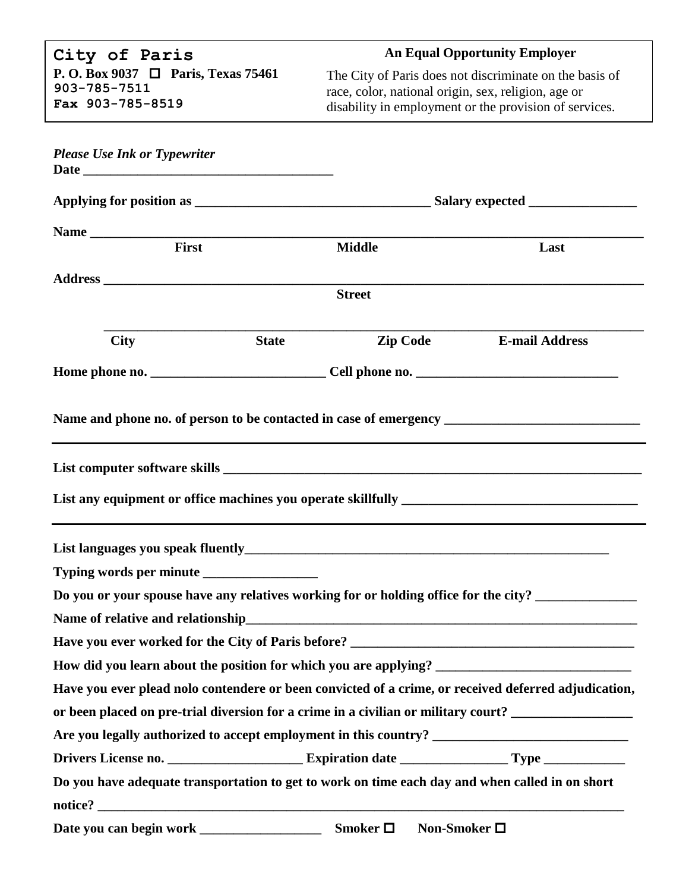**City of Paris**
**P. O. Box 9037 ☐ Paris, Texas 75461**
**903-785-7511**
**Fax 903-785-8519**

**An Equal Opportunity Employer**

The City of Paris does not discriminate on the basis of race, color, national origin, sex, religion, age or disability in employment or the provision of services.

***Please Use Ink or Typewriter***

**Date** ______________________________________

**Applying for position as** __________________________________ **Salary expected** ________________

**Name** ______________________________________________________________________________
**First** **Middle** **Last**

**Address** ____________________________________________________________________________
**Street**

______________________________________________________________________________
**City** **State** **Zip Code** **E-mail Address**

**Home phone no.** __________________________ **Cell phone no.** ______________________________

**Name and phone no. of person to be contacted in case of emergency** _____________________________

---

**List computer software skills** ________________________________________________________________

**List any equipment or office machines you operate skillfully** ___________________________________

---

**List languages you speak fluently**_______________________________________________________

**Typing words per minute** _________________

**Do you or your spouse have any relatives working for or holding office for the city?** _______________

**Name of relative and relationship**____________________________________________________________

**Have you ever worked for the City of Paris before?** ______________________________________

**How did you learn about the position for which you are applying?** ____________________________

**Have you ever plead nolo contendere or been convicted of a crime, or received deferred adjudication, or been placed on pre-trial diversion for a crime in a civilian or military court?** __________________

**Are you legally authorized to accept employment in this country?** _____________________________

**Drivers License no.** ____________________ **Expiration date** ________________ **Type** ____________

**Do you have adequate transportation to get to work on time each day and when called in on short notice?** ________________________________________________________________________________

**Date you can begin work** __________________ **Smoker** ☐ **Non-Smoker** ☐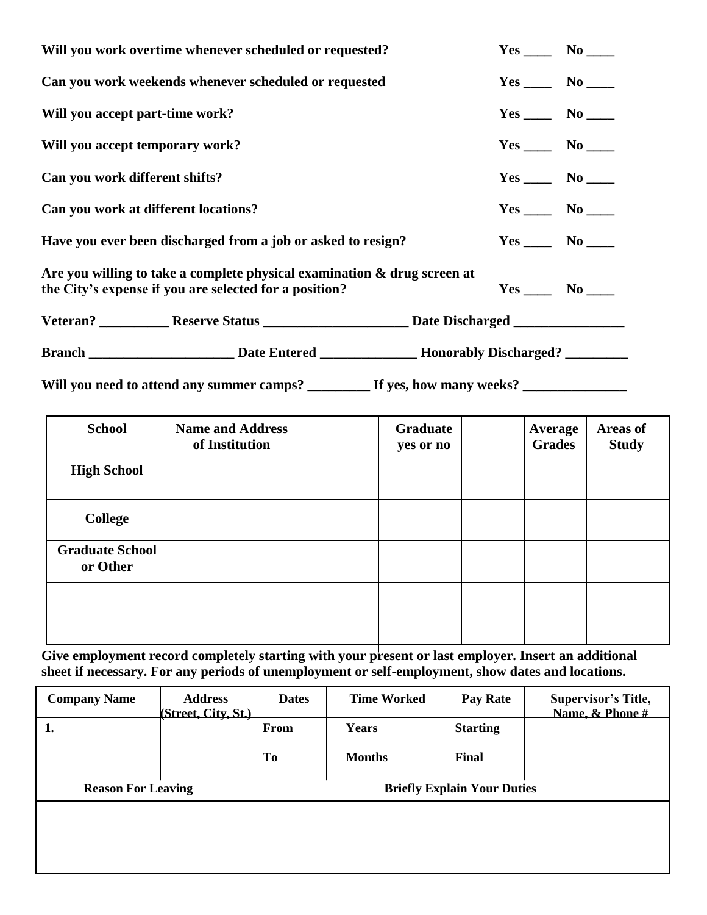**Will you work overtime whenever scheduled or requested?** **Yes ____ No ____**

**Can you work weekends whenever scheduled or requested** **Yes ____ No ____**

**Will you accept part-time work?** **Yes ____ No ____**

**Will you accept temporary work?** **Yes ____ No ____**

**Can you work different shifts?** **Yes ____ No ____**

**Can you work at different locations?** **Yes ____ No ____**

**Have you ever been discharged from a job or asked to resign?** **Yes ____ No ____**

**Are you willing to take a complete physical examination & drug screen at the City's expense if you are selected for a position?** **Yes ____ No ____**

**Veteran? __________ Reserve Status _____________________ Date Discharged ________________**

**Branch _____________________ Date Entered ______________ Honorably Discharged? _________**

**Will you need to attend any summer camps? _________ If yes, how many weeks? _______________**

| School | Name and Address of Institution | Graduate yes or no | | Average Grades | Areas of Study |
|---|---|---|---|---|---|
| High School | | | | | |
| College | | | | | |
| Graduate School or Other | | | | | |
| | | | | | |

**Give employment record completely starting with your present or last employer. Insert an additional sheet if necessary. For any periods of unemployment or self-employment, show dates and locations.**

| Company Name | Address (Street, City, St.) | Dates | Time Worked | Pay Rate | Supervisor's Title, Name, & Phone # |
|---|---|---|---|---|---|
| 1. | | From<br>To | Years<br>Months | Starting<br>Final | |
| **Reason For Leaving** | | **Briefly Explain Your Duties** | | | |
| | | | | | |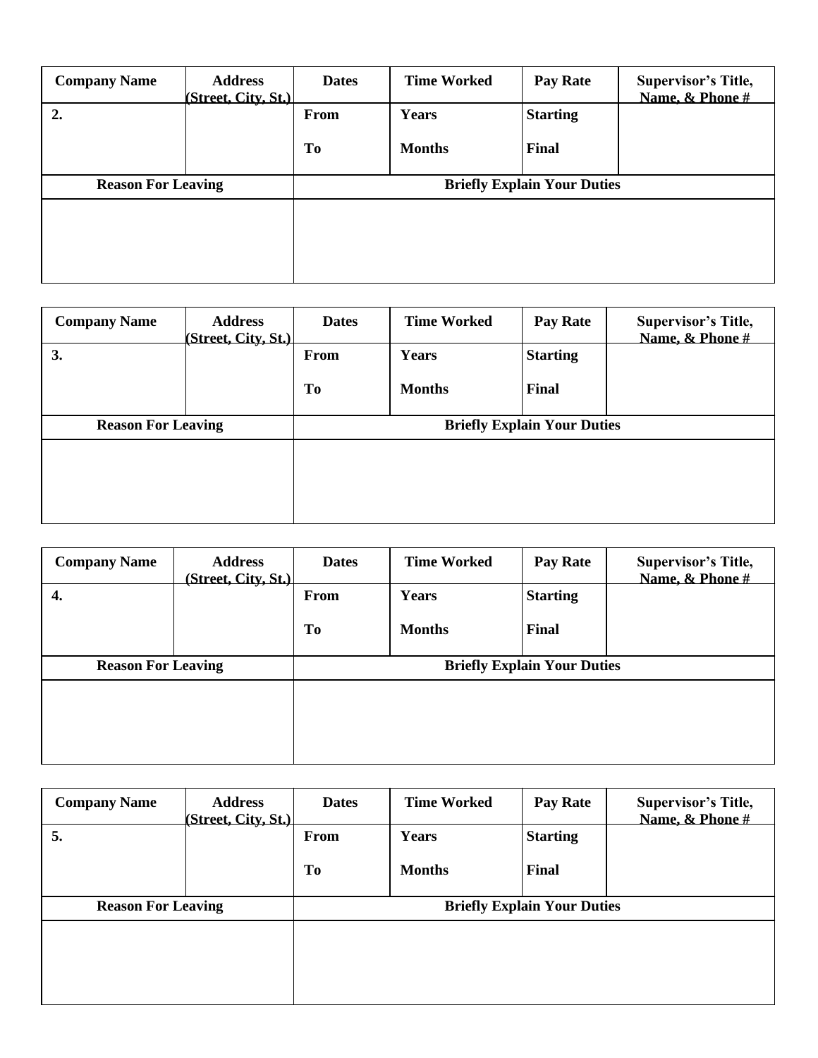| Company Name | Address (Street, City, St.) | Dates | Time Worked | Pay Rate | Supervisor's Title, Name, & Phone # |
|---|---|---|---|---|---|
| 2. | | From<br><br>To | Years<br><br>Months | Starting<br><br>Final | |
| Reason For Leaving | | Briefly Explain Your Duties | | | |
| | | | | | |

| Company Name | Address (Street, City, St.) | Dates | Time Worked | Pay Rate | Supervisor's Title, Name, & Phone # |
|---|---|---|---|---|---|
| 3. | | From<br><br>To | Years<br><br>Months | Starting<br><br>Final | |
| Reason For Leaving | | Briefly Explain Your Duties | | | |
| | | | | | |

| Company Name | Address (Street, City, St.) | Dates | Time Worked | Pay Rate | Supervisor's Title, Name, & Phone # |
|---|---|---|---|---|---|
| 4. | | From<br><br>To | Years<br><br>Months | Starting<br><br>Final | |
| Reason For Leaving | | Briefly Explain Your Duties | | | |
| | | | | | |

| Company Name | Address (Street, City, St.) | Dates | Time Worked | Pay Rate | Supervisor's Title, Name, & Phone # |
|---|---|---|---|---|---|
| 5. | | From<br><br>To | Years<br><br>Months | Starting<br><br>Final | |
| Reason For Leaving | | Briefly Explain Your Duties | | | |
| | | | | | |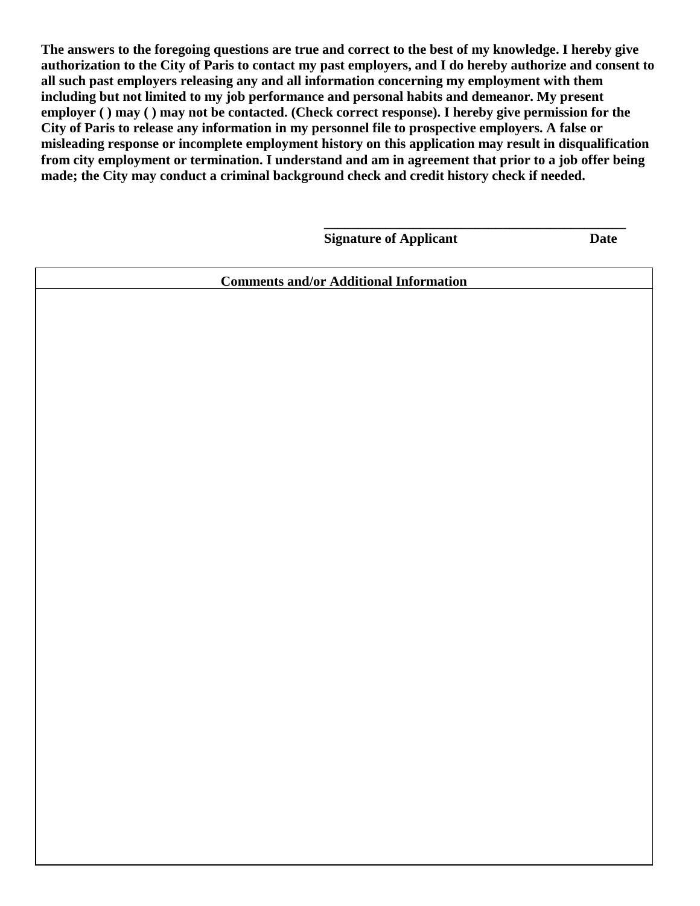**The answers to the foregoing questions are true and correct to the best of my knowledge. I hereby give authorization to the City of Paris to contact my past employers, and I do hereby authorize and consent to all such past employers releasing any and all information concerning my employment with them including but not limited to my job performance and personal habits and demeanor. My present employer ( ) may ( ) may not be contacted. (Check correct response). I hereby give permission for the City of Paris to release any information in my personnel file to prospective employers. A false or misleading response or incomplete employment history on this application may result in disqualification from city employment or termination. I understand and am in agreement that prior to a job offer being made; the City may conduct a criminal background check and credit history check if needed.**

\_\_\_\_\_\_\_\_\_\_\_\_\_\_\_\_\_\_\_\_\_\_\_\_\_\_\_\_\_\_\_\_\_\_\_\_\_\_\_\_\_\_\_\_\_

**Signature of Applicant** **Date**

| **Comments and/or Additional Information** |
| --- |
| |